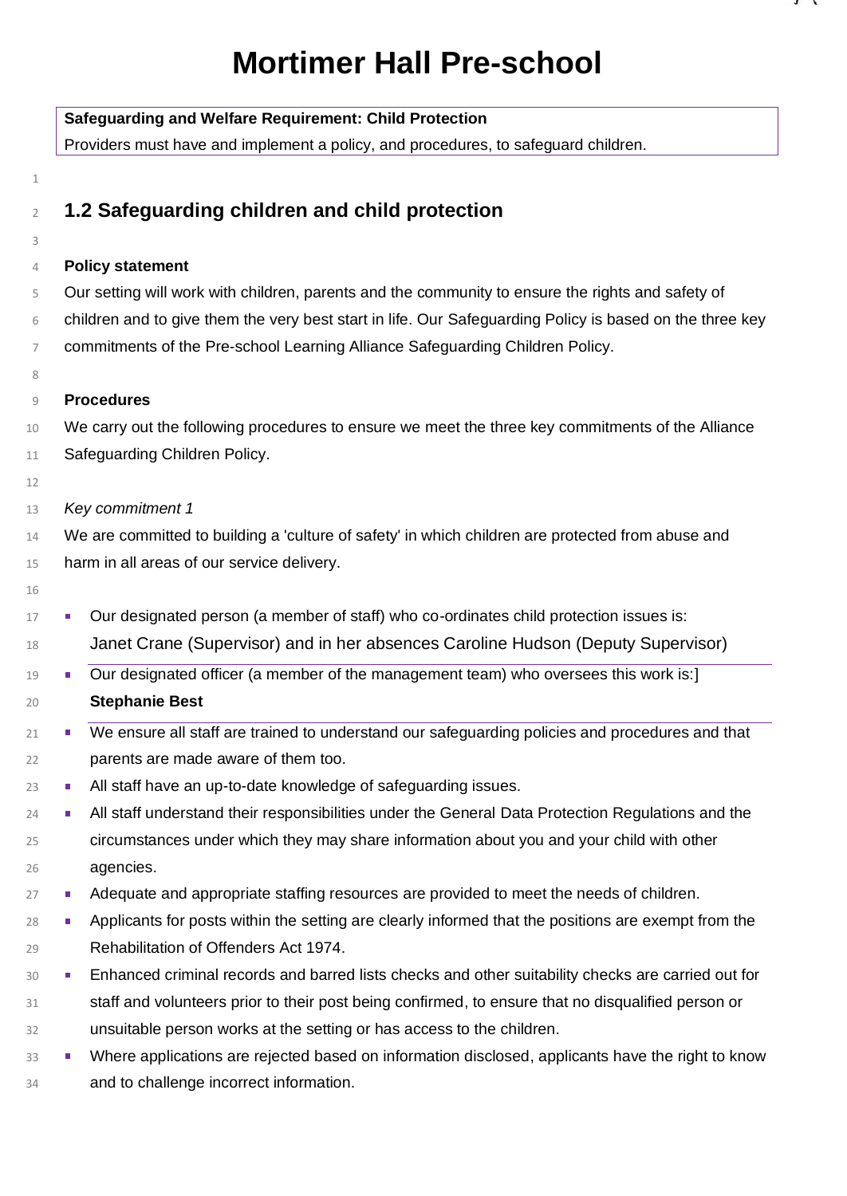# Mortimer Hall Pre-school

**Safeguarding and Welfare Requirement: Child Protection**

Providers must have and implement a policy, and procedures, to safeguard children.

## 1.2 Safeguarding children and child protection

**Policy statement**

Our setting will work with children, parents and the community to ensure the rights and safety of children and to give them the very best start in life. Our Safeguarding Policy is based on the three key commitments of the Pre-school Learning Alliance Safeguarding Children Policy.

**Procedures**

We carry out the following procedures to ensure we meet the three key commitments of the Alliance Safeguarding Children Policy.

*Key commitment 1*

We are committed to building a 'culture of safety' in which children are protected from abuse and harm in all areas of our service delivery.

- Our designated person (a member of staff) who co-ordinates child protection issues is: Janet Crane (Supervisor) and in her absences Caroline Hudson (Deputy Supervisor)
- Our designated officer (a member of the management team) who oversees this work is:] **Stephanie Best**
- We ensure all staff are trained to understand our safeguarding policies and procedures and that parents are made aware of them too.
- All staff have an up-to-date knowledge of safeguarding issues.
- All staff understand their responsibilities under the General Data Protection Regulations and the circumstances under which they may share information about you and your child with other agencies.
- Adequate and appropriate staffing resources are provided to meet the needs of children.
- Applicants for posts within the setting are clearly informed that the positions are exempt from the Rehabilitation of Offenders Act 1974.
- Enhanced criminal records and barred lists checks and other suitability checks are carried out for staff and volunteers prior to their post being confirmed, to ensure that no disqualified person or unsuitable person works at the setting or has access to the children.
- Where applications are rejected based on information disclosed, applicants have the right to know and to challenge incorrect information.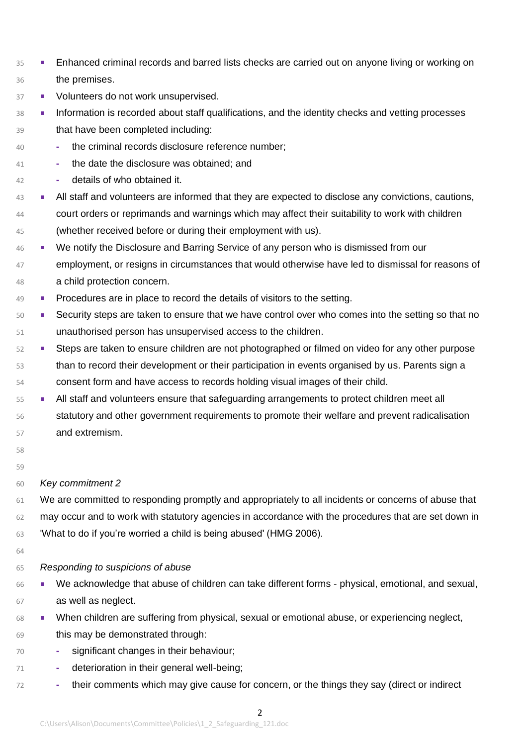- Enhanced criminal records and barred lists checks are carried out on anyone living or working on the premises.
- Volunteers do not work unsupervised.
- Information is recorded about staff qualifications, and the identity checks and vetting processes that have been completed including:
  - the criminal records disclosure reference number;
  - the date the disclosure was obtained; and
  - details of who obtained it.
- All staff and volunteers are informed that they are expected to disclose any convictions, cautions, court orders or reprimands and warnings which may affect their suitability to work with children (whether received before or during their employment with us).
- We notify the Disclosure and Barring Service of any person who is dismissed from our employment, or resigns in circumstances that would otherwise have led to dismissal for reasons of a child protection concern.
- Procedures are in place to record the details of visitors to the setting.
- Security steps are taken to ensure that we have control over who comes into the setting so that no unauthorised person has unsupervised access to the children.
- Steps are taken to ensure children are not photographed or filmed on video for any other purpose than to record their development or their participation in events organised by us. Parents sign a consent form and have access to records holding visual images of their child.
- All staff and volunteers ensure that safeguarding arrangements to protect children meet all statutory and other government requirements to promote their welfare and prevent radicalisation and extremism.

*Key commitment 2*

We are committed to responding promptly and appropriately to all incidents or concerns of abuse that may occur and to work with statutory agencies in accordance with the procedures that are set down in 'What to do if you're worried a child is being abused' (HMG 2006).

*Responding to suspicions of abuse*

- We acknowledge that abuse of children can take different forms - physical, emotional, and sexual, as well as neglect.
- When children are suffering from physical, sexual or emotional abuse, or experiencing neglect, this may be demonstrated through:
  - significant changes in their behaviour;
  - deterioration in their general well-being;
  - their comments which may give cause for concern, or the things they say (direct or indirect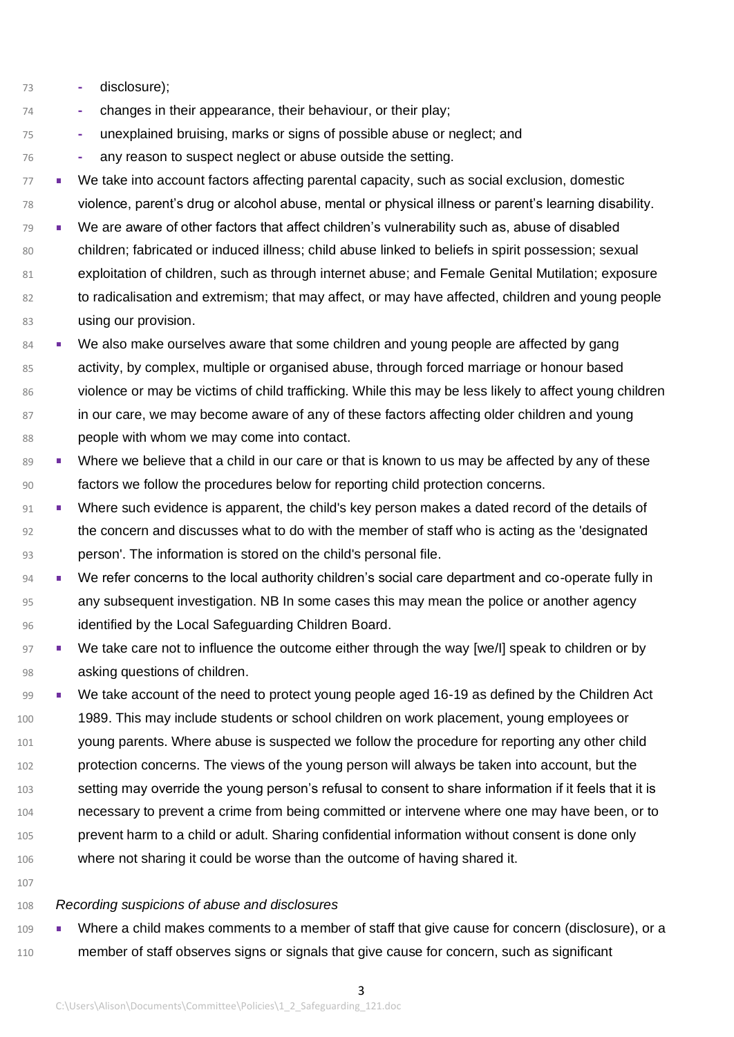- disclosure);
  - changes in their appearance, their behaviour, or their play;
  - unexplained bruising, marks or signs of possible abuse or neglect; and
  - any reason to suspect neglect or abuse outside the setting.
- We take into account factors affecting parental capacity, such as social exclusion, domestic violence, parent's drug or alcohol abuse, mental or physical illness or parent's learning disability.
- We are aware of other factors that affect children's vulnerability such as, abuse of disabled children; fabricated or induced illness; child abuse linked to beliefs in spirit possession; sexual exploitation of children, such as through internet abuse; and Female Genital Mutilation; exposure to radicalisation and extremism; that may affect, or may have affected, children and young people using our provision.
- We also make ourselves aware that some children and young people are affected by gang activity, by complex, multiple or organised abuse, through forced marriage or honour based violence or may be victims of child trafficking. While this may be less likely to affect young children in our care, we may become aware of any of these factors affecting older children and young people with whom we may come into contact.
- Where we believe that a child in our care or that is known to us may be affected by any of these factors we follow the procedures below for reporting child protection concerns.
- Where such evidence is apparent, the child's key person makes a dated record of the details of the concern and discusses what to do with the member of staff who is acting as the 'designated person'. The information is stored on the child's personal file.
- We refer concerns to the local authority children's social care department and co-operate fully in any subsequent investigation. NB In some cases this may mean the police or another agency identified by the Local Safeguarding Children Board.
- We take care not to influence the outcome either through the way [we/I] speak to children or by asking questions of children.
- We take account of the need to protect young people aged 16-19 as defined by the Children Act 1989. This may include students or school children on work placement, young employees or young parents. Where abuse is suspected we follow the procedure for reporting any other child protection concerns. The views of the young person will always be taken into account, but the setting may override the young person's refusal to consent to share information if it feels that it is necessary to prevent a crime from being committed or intervene where one may have been, or to prevent harm to a child or adult. Sharing confidential information without consent is done only where not sharing it could be worse than the outcome of having shared it.

*Recording suspicions of abuse and disclosures*

- Where a child makes comments to a member of staff that give cause for concern (disclosure), or a member of staff observes signs or signals that give cause for concern, such as significant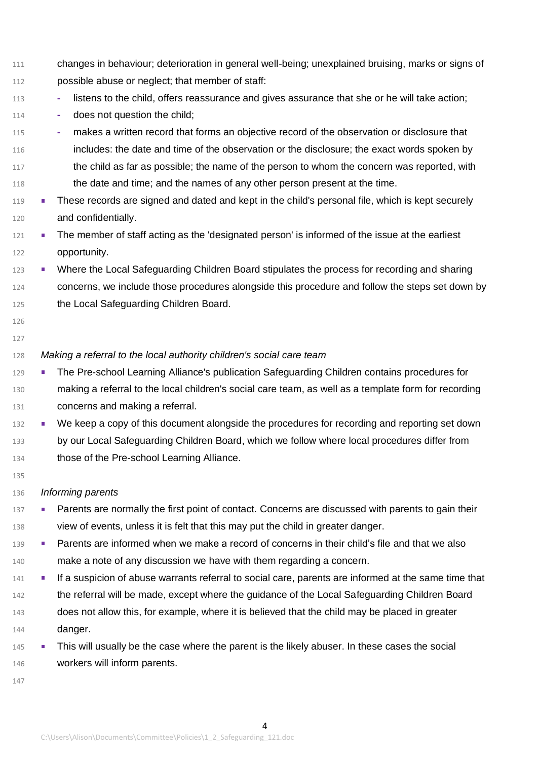changes in behaviour; deterioration in general well-being; unexplained bruising, marks or signs of possible abuse or neglect; that member of staff:

  - listens to the child, offers reassurance and gives assurance that she or he will take action;
  - does not question the child;
  - makes a written record that forms an objective record of the observation or disclosure that includes: the date and time of the observation or the disclosure; the exact words spoken by the child as far as possible; the name of the person to whom the concern was reported, with the date and time; and the names of any other person present at the time.

- These records are signed and dated and kept in the child's personal file, which is kept securely and confidentially.
- The member of staff acting as the 'designated person' is informed of the issue at the earliest opportunity.
- Where the Local Safeguarding Children Board stipulates the process for recording and sharing concerns, we include those procedures alongside this procedure and follow the steps set down by the Local Safeguarding Children Board.

*Making a referral to the local authority children's social care team*

- The Pre-school Learning Alliance's publication Safeguarding Children contains procedures for making a referral to the local children's social care team, as well as a template form for recording concerns and making a referral.
- We keep a copy of this document alongside the procedures for recording and reporting set down by our Local Safeguarding Children Board, which we follow where local procedures differ from those of the Pre-school Learning Alliance.

*Informing parents*

- Parents are normally the first point of contact. Concerns are discussed with parents to gain their view of events, unless it is felt that this may put the child in greater danger.
- Parents are informed when we make a record of concerns in their child's file and that we also make a note of any discussion we have with them regarding a concern.
- If a suspicion of abuse warrants referral to social care, parents are informed at the same time that the referral will be made, except where the guidance of the Local Safeguarding Children Board does not allow this, for example, where it is believed that the child may be placed in greater danger.
- This will usually be the case where the parent is the likely abuser. In these cases the social workers will inform parents.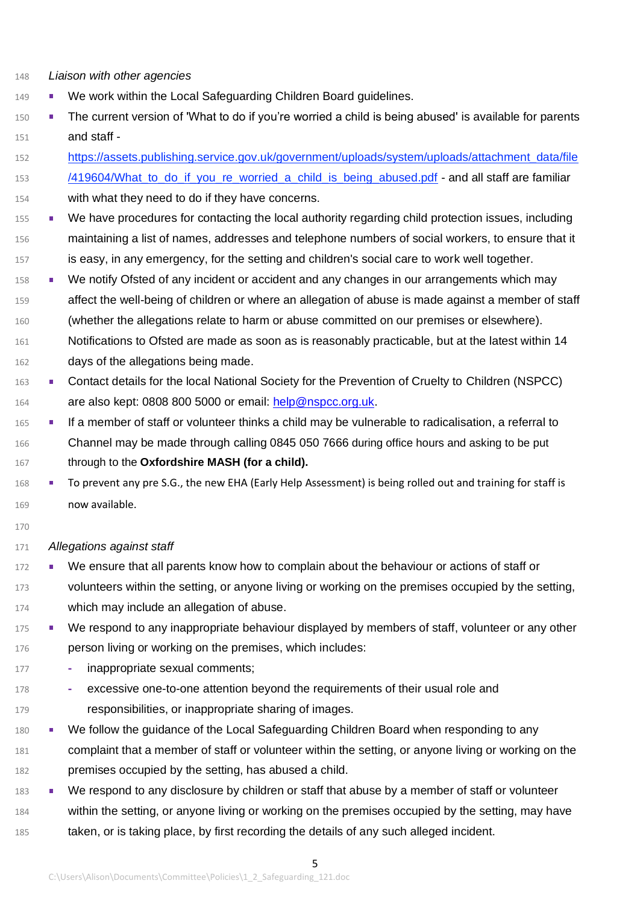*Liaison with other agencies*

- We work within the Local Safeguarding Children Board guidelines.
- The current version of 'What to do if you're worried a child is being abused' is available for parents and staff - [https://assets.publishing.service.gov.uk/government/uploads/system/uploads/attachment_data/file/419604/What_to_do_if_you_re_worried_a_child_is_being_abused.pdf](https://assets.publishing.service.gov.uk/government/uploads/system/uploads/attachment_data/file/419604/What_to_do_if_you_re_worried_a_child_is_being_abused.pdf) - and all staff are familiar with what they need to do if they have concerns.
- We have procedures for contacting the local authority regarding child protection issues, including maintaining a list of names, addresses and telephone numbers of social workers, to ensure that it is easy, in any emergency, for the setting and children's social care to work well together.
- We notify Ofsted of any incident or accident and any changes in our arrangements which may affect the well-being of children or where an allegation of abuse is made against a member of staff (whether the allegations relate to harm or abuse committed on our premises or elsewhere). Notifications to Ofsted are made as soon as is reasonably practicable, but at the latest within 14 days of the allegations being made.
- Contact details for the local National Society for the Prevention of Cruelty to Children (NSPCC) are also kept: 0808 800 5000 or email: [help@nspcc.org.uk](mailto:help@nspcc.org.uk).
- If a member of staff or volunteer thinks a child may be vulnerable to radicalisation, a referral to Channel may be made through calling 0845 050 7666 during office hours and asking to be put through to the **Oxfordshire MASH (for a child).**
- To prevent any pre S.G., the new EHA (Early Help Assessment) is being rolled out and training for staff is now available.

*Allegations against staff*

- We ensure that all parents know how to complain about the behaviour or actions of staff or volunteers within the setting, or anyone living or working on the premises occupied by the setting, which may include an allegation of abuse.
- We respond to any inappropriate behaviour displayed by members of staff, volunteer or any other person living or working on the premises, which includes:
  - inappropriate sexual comments;
  - excessive one-to-one attention beyond the requirements of their usual role and responsibilities, or inappropriate sharing of images.
- We follow the guidance of the Local Safeguarding Children Board when responding to any complaint that a member of staff or volunteer within the setting, or anyone living or working on the premises occupied by the setting, has abused a child.
- We respond to any disclosure by children or staff that abuse by a member of staff or volunteer within the setting, or anyone living or working on the premises occupied by the setting, may have taken, or is taking place, by first recording the details of any such alleged incident.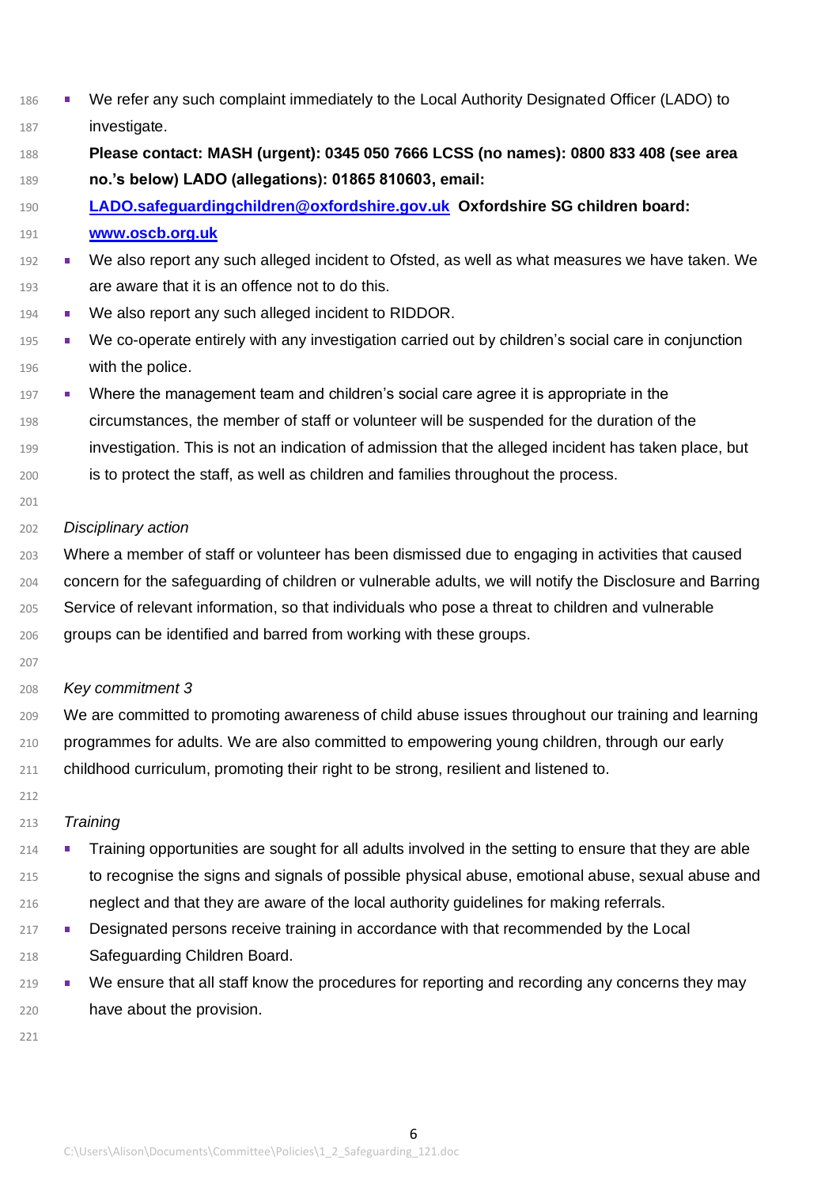- We refer any such complaint immediately to the Local Authority Designated Officer (LADO) to investigate.

  **Please contact: MASH (urgent): 0345 050 7666 LCSS (no names): 0800 833 408 (see area no.'s below) LADO (allegations): 01865 810603, email: [LADO.safeguardingchildren@oxfordshire.gov.uk](mailto:LADO.safeguardingchildren@oxfordshire.gov.uk) Oxfordshire SG children board: [www.oscb.org.uk](http://www.oscb.org.uk)**

- We also report any such alleged incident to Ofsted, as well as what measures we have taken. We are aware that it is an offence not to do this.
- We also report any such alleged incident to RIDDOR.
- We co-operate entirely with any investigation carried out by children's social care in conjunction with the police.
- Where the management team and children's social care agree it is appropriate in the circumstances, the member of staff or volunteer will be suspended for the duration of the investigation. This is not an indication of admission that the alleged incident has taken place, but is to protect the staff, as well as children and families throughout the process.

*Disciplinary action*

Where a member of staff or volunteer has been dismissed due to engaging in activities that caused concern for the safeguarding of children or vulnerable adults, we will notify the Disclosure and Barring Service of relevant information, so that individuals who pose a threat to children and vulnerable groups can be identified and barred from working with these groups.

*Key commitment 3*

We are committed to promoting awareness of child abuse issues throughout our training and learning programmes for adults. We are also committed to empowering young children, through our early childhood curriculum, promoting their right to be strong, resilient and listened to.

*Training*

- Training opportunities are sought for all adults involved in the setting to ensure that they are able to recognise the signs and signals of possible physical abuse, emotional abuse, sexual abuse and neglect and that they are aware of the local authority guidelines for making referrals.
- Designated persons receive training in accordance with that recommended by the Local Safeguarding Children Board.
- We ensure that all staff know the procedures for reporting and recording any concerns they may have about the provision.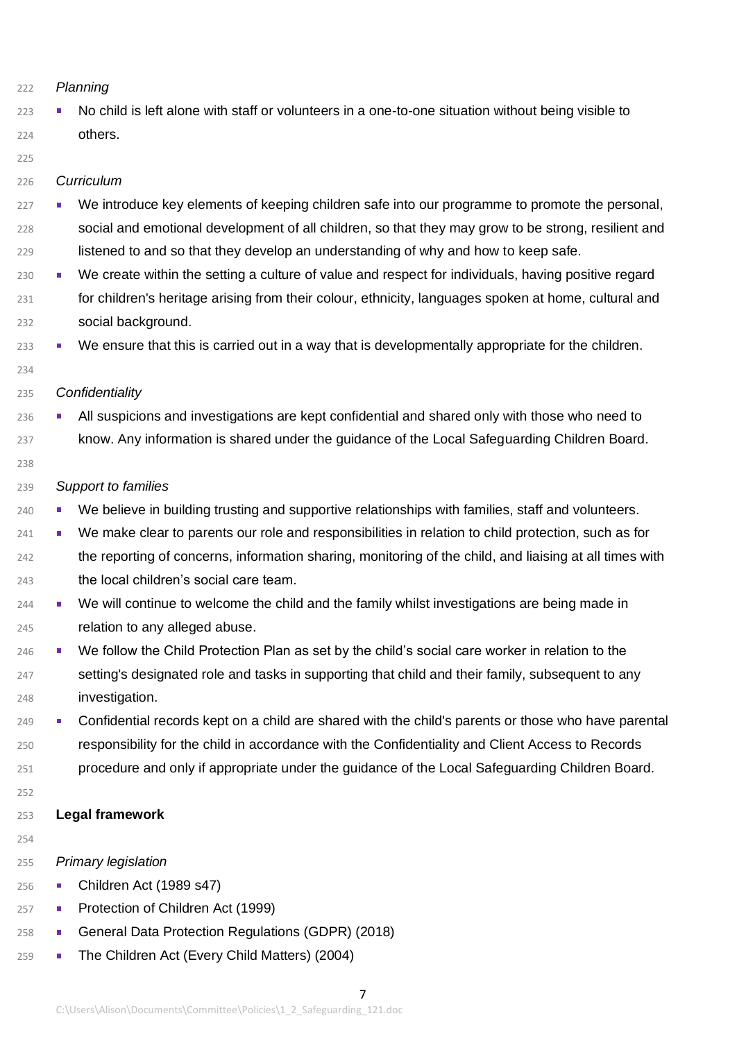*Planning*

- No child is left alone with staff or volunteers in a one-to-one situation without being visible to others.

*Curriculum*

- We introduce key elements of keeping children safe into our programme to promote the personal, social and emotional development of all children, so that they may grow to be strong, resilient and listened to and so that they develop an understanding of why and how to keep safe.
- We create within the setting a culture of value and respect for individuals, having positive regard for children's heritage arising from their colour, ethnicity, languages spoken at home, cultural and social background.
- We ensure that this is carried out in a way that is developmentally appropriate for the children.

*Confidentiality*

- All suspicions and investigations are kept confidential and shared only with those who need to know. Any information is shared under the guidance of the Local Safeguarding Children Board.

*Support to families*

- We believe in building trusting and supportive relationships with families, staff and volunteers.
- We make clear to parents our role and responsibilities in relation to child protection, such as for the reporting of concerns, information sharing, monitoring of the child, and liaising at all times with the local children's social care team.
- We will continue to welcome the child and the family whilst investigations are being made in relation to any alleged abuse.
- We follow the Child Protection Plan as set by the child's social care worker in relation to the setting's designated role and tasks in supporting that child and their family, subsequent to any investigation.
- Confidential records kept on a child are shared with the child's parents or those who have parental responsibility for the child in accordance with the Confidentiality and Client Access to Records procedure and only if appropriate under the guidance of the Local Safeguarding Children Board.

**Legal framework**

*Primary legislation*

- Children Act (1989 s47)
- Protection of Children Act (1999)
- General Data Protection Regulations (GDPR) (2018)
- The Children Act (Every Child Matters) (2004)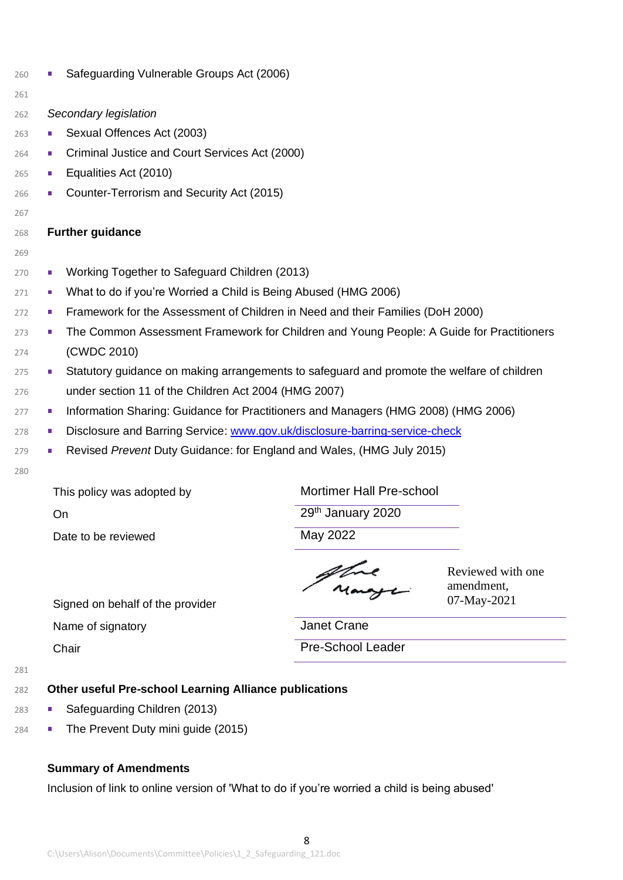- Safeguarding Vulnerable Groups Act (2006)

*Secondary legislation*

- Sexual Offences Act (2003)
- Criminal Justice and Court Services Act (2000)
- Equalities Act (2010)
- Counter-Terrorism and Security Act (2015)

**Further guidance**

- Working Together to Safeguard Children (2013)
- What to do if you're Worried a Child is Being Abused (HMG 2006)
- Framework for the Assessment of Children in Need and their Families (DoH 2000)
- The Common Assessment Framework for Children and Young People: A Guide for Practitioners (CWDC 2010)
- Statutory guidance on making arrangements to safeguard and promote the welfare of children under section 11 of the Children Act 2004 (HMG 2007)
- Information Sharing: Guidance for Practitioners and Managers (HMG 2008) (HMG 2006)
- Disclosure and Barring Service: www.gov.uk/disclosure-barring-service-check
- Revised *Prevent* Duty Guidance: for England and Wales, (HMG July 2015)

| | |
|---|---|
| This policy was adopted by | Mortimer Hall Pre-school |
| On | 29th January 2020 |
| Date to be reviewed | May 2022 |
| Signed on behalf of the provider | [signature] Reviewed with one amendment, 07-May-2021 |
| Name of signatory | Janet Crane |
| Chair | Pre-School Leader |

**Other useful Pre-school Learning Alliance publications**

- Safeguarding Children (2013)
- The Prevent Duty mini guide (2015)

**Summary of Amendments**

Inclusion of link to online version of 'What to do if you're worried a child is being abused'

C:\Users\Alison\Documents\Committee\Policies\1_2_Safeguarding_121.doc